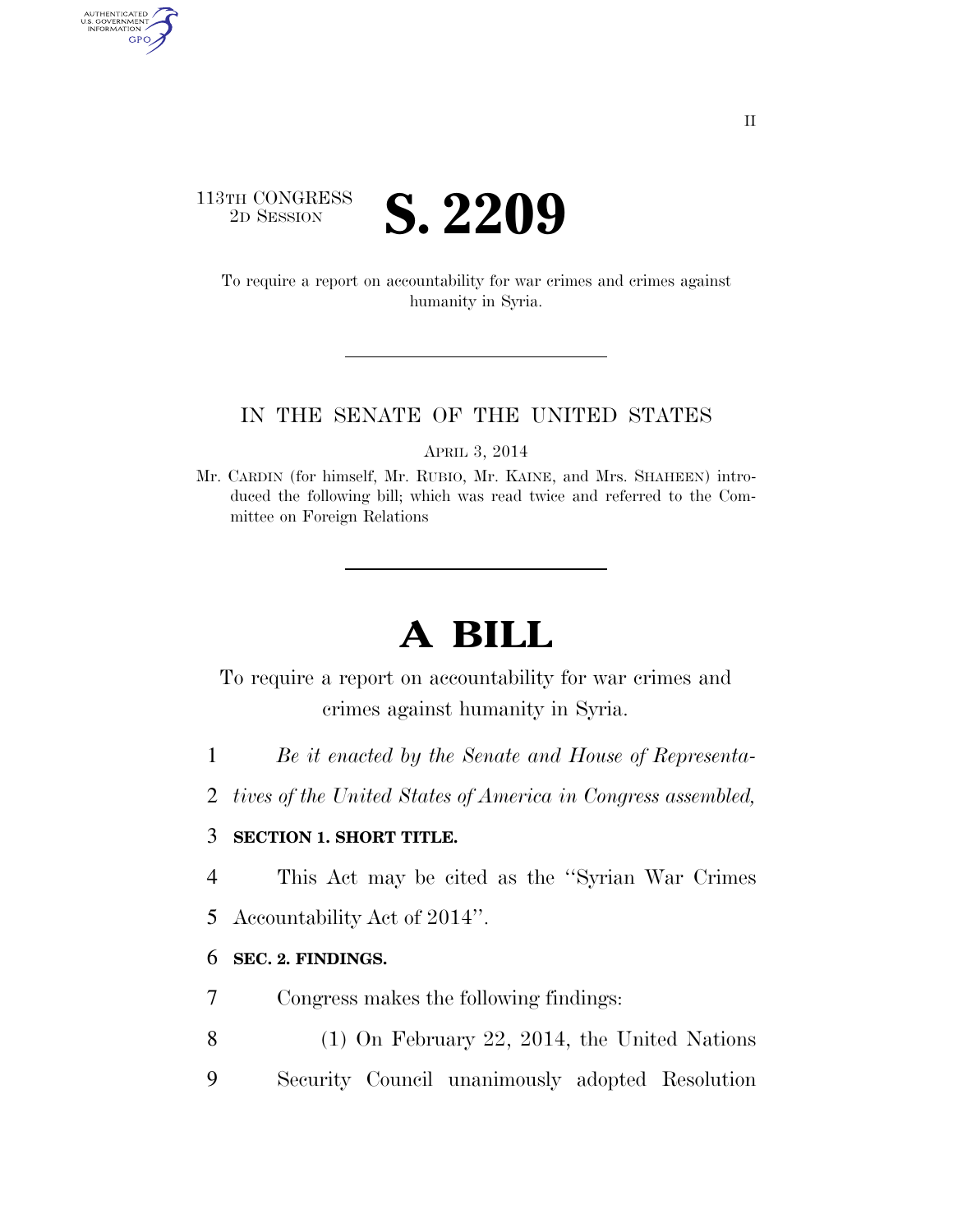113TH CONGRESS
2D SESSION

# S. 2209

To require a report on accountability for war crimes and crimes against humanity in Syria.

IN THE SENATE OF THE UNITED STATES

APRIL 3, 2014

Mr. CARDIN (for himself, Mr. RUBIO, Mr. KAINE, and Mrs. SHAHEEN) introduced the following bill; which was read twice and referred to the Committee on Foreign Relations

# A BILL

To require a report on accountability for war crimes and crimes against humanity in Syria.

*Be it enacted by the Senate and House of Representatives of the United States of America in Congress assembled,*

**SECTION 1. SHORT TITLE.**

This Act may be cited as the "Syrian War Crimes Accountability Act of 2014".

**SEC. 2. FINDINGS.**

Congress makes the following findings:

(1) On February 22, 2014, the United Nations Security Council unanimously adopted Resolution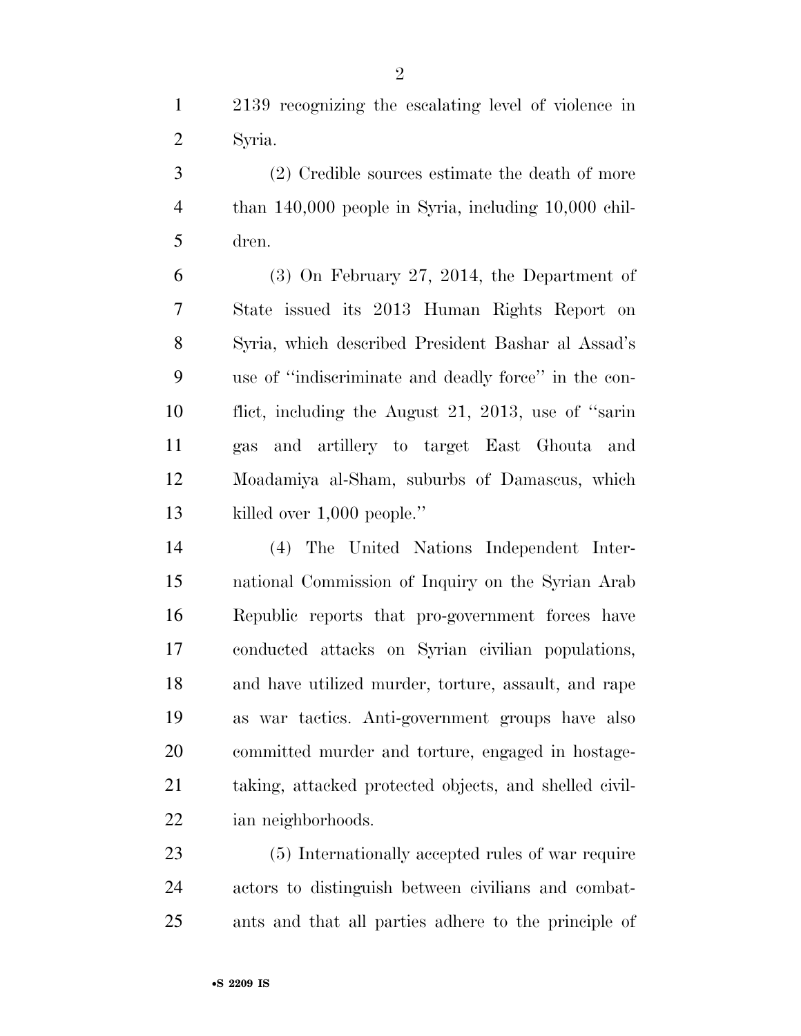2139 recognizing the escalating level of violence in Syria.

(2) Credible sources estimate the death of more than 140,000 people in Syria, including 10,000 children.

(3) On February 27, 2014, the Department of State issued its 2013 Human Rights Report on Syria, which described President Bashar al Assad's use of ''indiscriminate and deadly force'' in the conflict, including the August 21, 2013, use of ''sarin gas and artillery to target East Ghouta and Moadamiya al-Sham, suburbs of Damascus, which killed over 1,000 people.''

(4) The United Nations Independent International Commission of Inquiry on the Syrian Arab Republic reports that pro-government forces have conducted attacks on Syrian civilian populations, and have utilized murder, torture, assault, and rape as war tactics. Anti-government groups have also committed murder and torture, engaged in hostage-taking, attacked protected objects, and shelled civilian neighborhoods.

(5) Internationally accepted rules of war require actors to distinguish between civilians and combatants and that all parties adhere to the principle of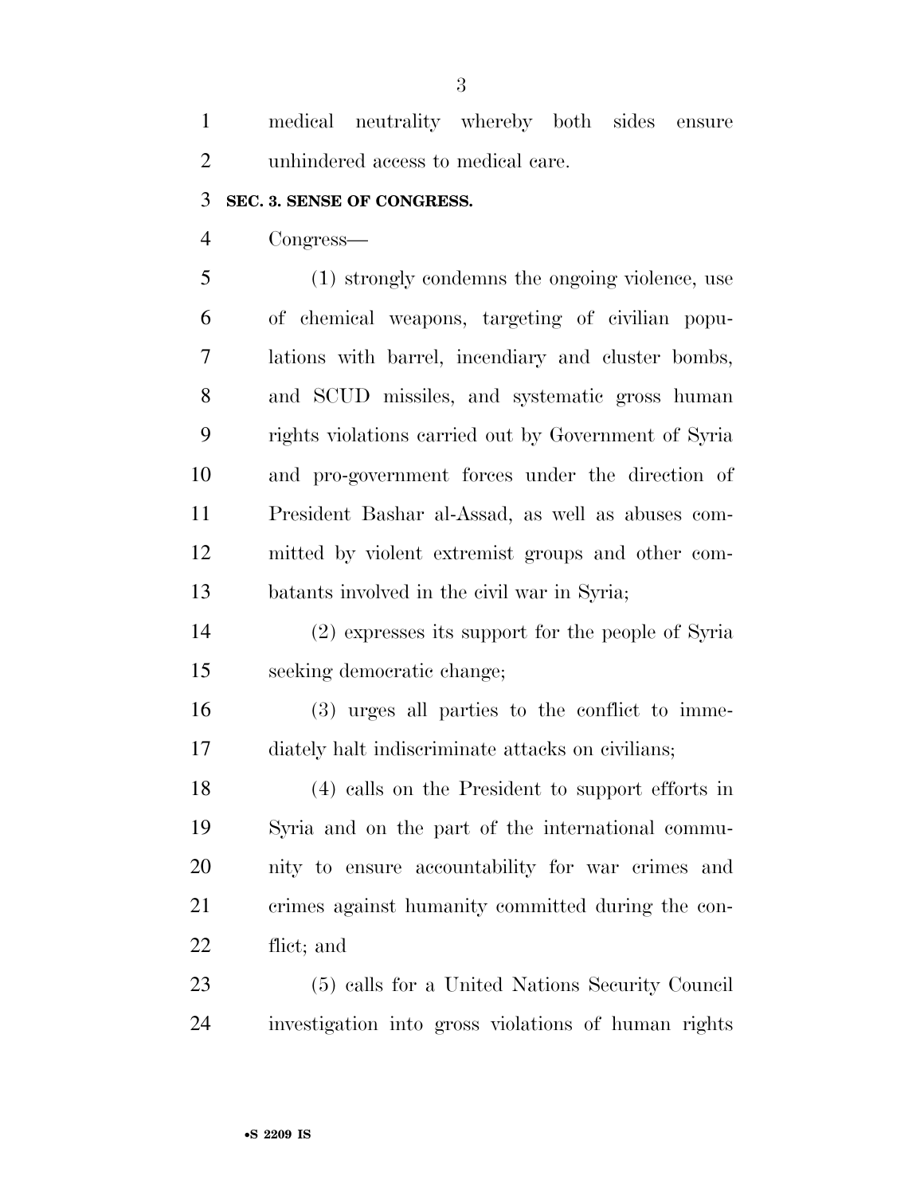medical neutrality whereby both sides ensure unhindered access to medical care.

**SEC. 3. SENSE OF CONGRESS.**

Congress—

(1) strongly condemns the ongoing violence, use of chemical weapons, targeting of civilian populations with barrel, incendiary and cluster bombs, and SCUD missiles, and systematic gross human rights violations carried out by Government of Syria and pro-government forces under the direction of President Bashar al-Assad, as well as abuses committed by violent extremist groups and other combatants involved in the civil war in Syria;

(2) expresses its support for the people of Syria seeking democratic change;

(3) urges all parties to the conflict to immediately halt indiscriminate attacks on civilians;

(4) calls on the President to support efforts in Syria and on the part of the international community to ensure accountability for war crimes and crimes against humanity committed during the conflict; and

(5) calls for a United Nations Security Council investigation into gross violations of human rights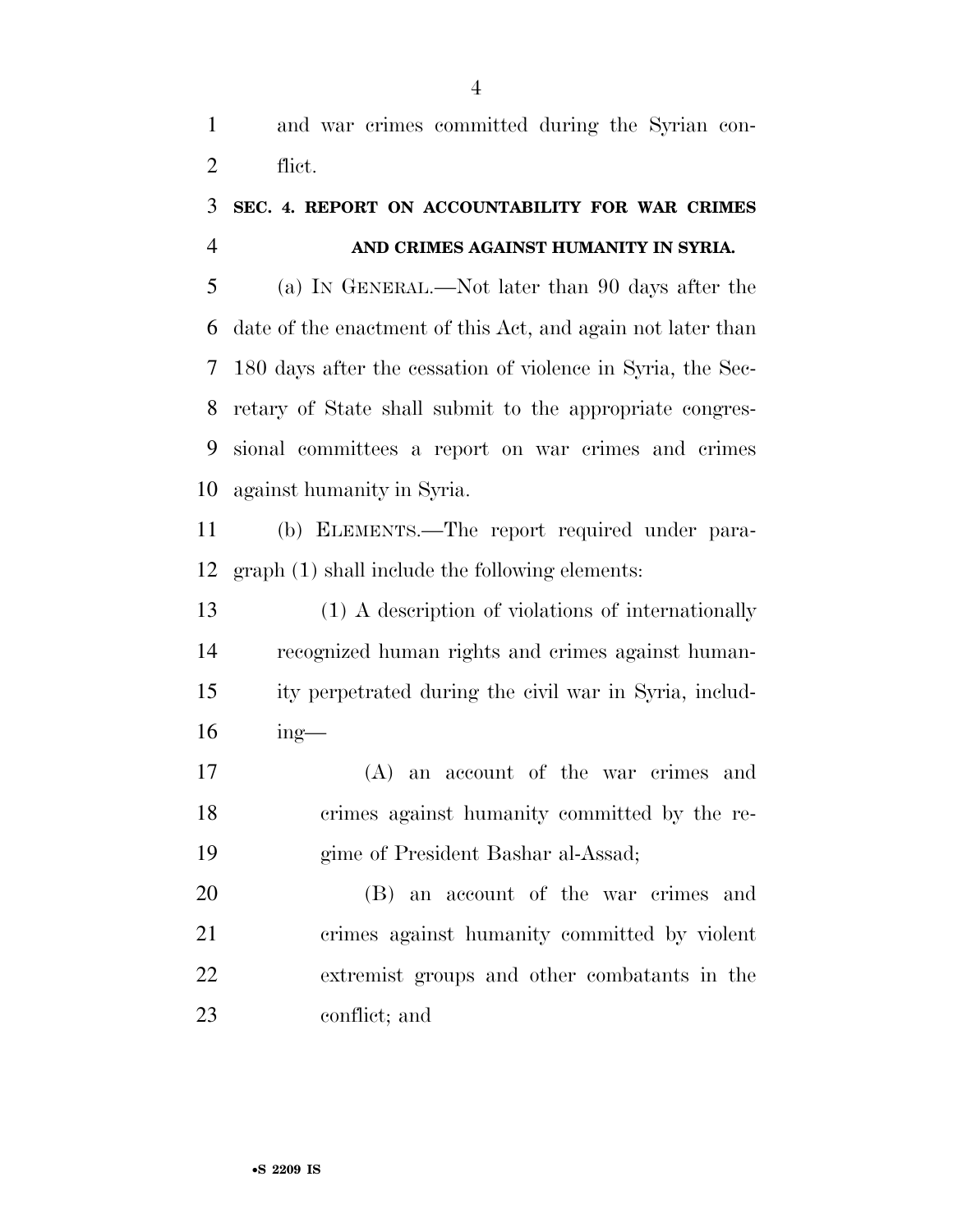and war crimes committed during the Syrian conflict.

## SEC. 4. REPORT ON ACCOUNTABILITY FOR WAR CRIMES AND CRIMES AGAINST HUMANITY IN SYRIA.

(a) IN GENERAL.—Not later than 90 days after the date of the enactment of this Act, and again not later than 180 days after the cessation of violence in Syria, the Secretary of State shall submit to the appropriate congressional committees a report on war crimes and crimes against humanity in Syria.

(b) ELEMENTS.—The report required under paragraph (1) shall include the following elements:

(1) A description of violations of internationally recognized human rights and crimes against humanity perpetrated during the civil war in Syria, including—

(A) an account of the war crimes and crimes against humanity committed by the regime of President Bashar al-Assad;

(B) an account of the war crimes and crimes against humanity committed by violent extremist groups and other combatants in the conflict; and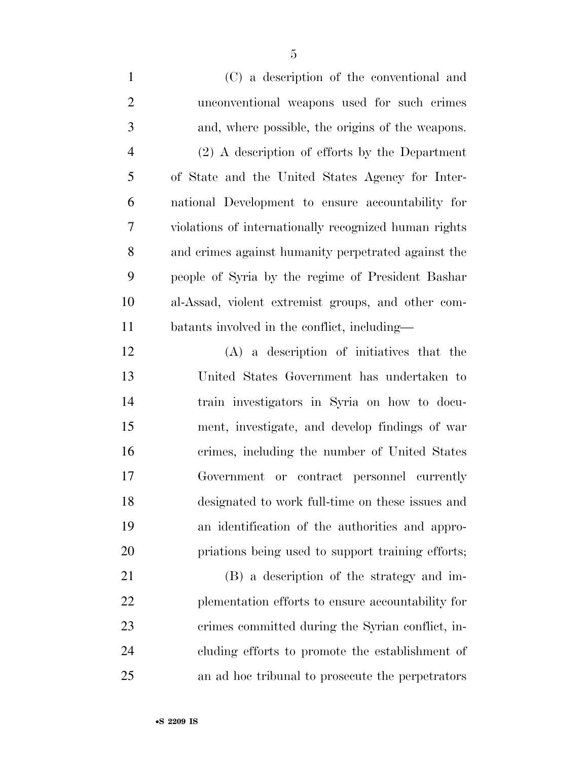(C) a description of the conventional and unconventional weapons used for such crimes and, where possible, the origins of the weapons.

(2) A description of efforts by the Department of State and the United States Agency for International Development to ensure accountability for violations of internationally recognized human rights and crimes against humanity perpetrated against the people of Syria by the regime of President Bashar al-Assad, violent extremist groups, and other combatants involved in the conflict, including—

(A) a description of initiatives that the United States Government has undertaken to train investigators in Syria on how to document, investigate, and develop findings of war crimes, including the number of United States Government or contract personnel currently designated to work full-time on these issues and an identification of the authorities and appropriations being used to support training efforts;

(B) a description of the strategy and implementation efforts to ensure accountability for crimes committed during the Syrian conflict, including efforts to promote the establishment of an ad hoc tribunal to prosecute the perpetrators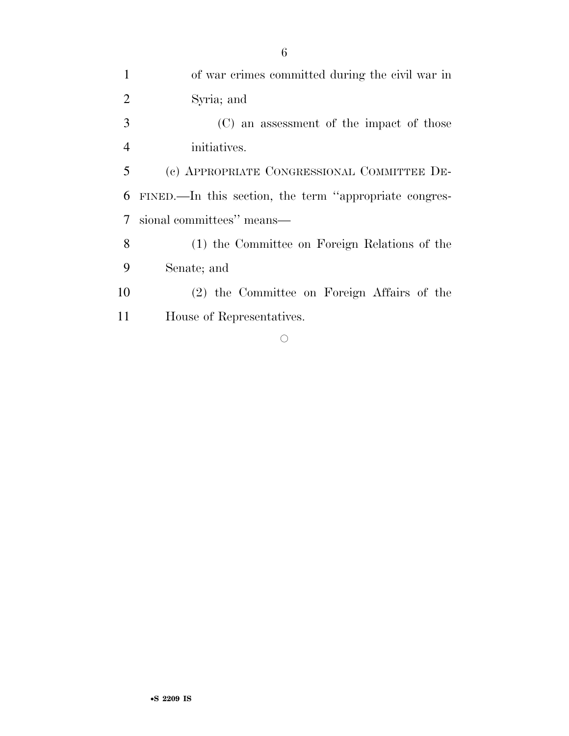of war crimes committed during the civil war in Syria; and

(C) an assessment of the impact of those initiatives.

(c) APPROPRIATE CONGRESSIONAL COMMITTEE DEFINED.—In this section, the term ''appropriate congressional committees'' means—

(1) the Committee on Foreign Relations of the Senate; and

(2) the Committee on Foreign Affairs of the House of Representatives.

○